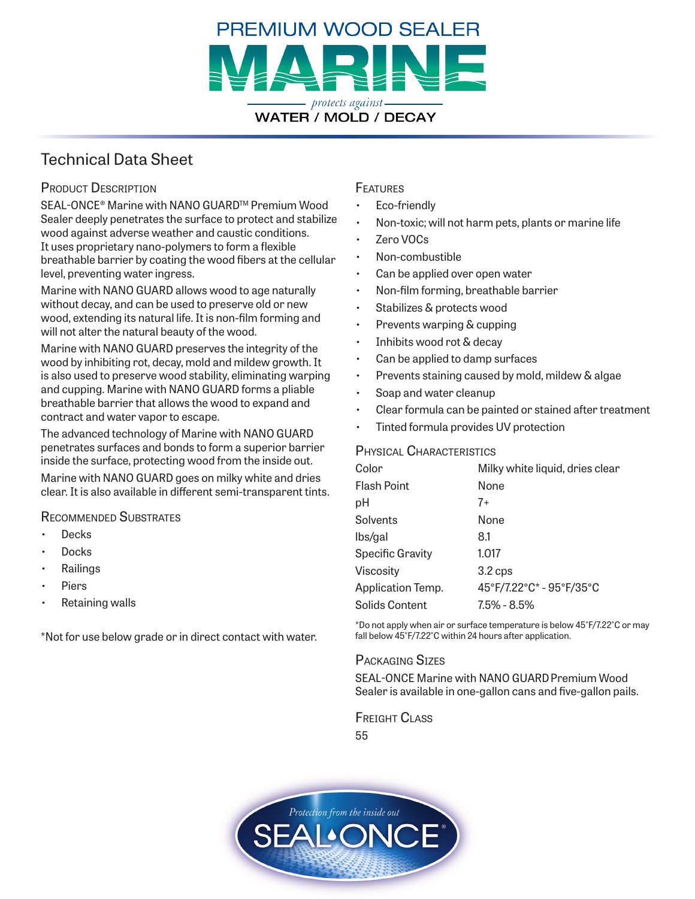# PREMIUM WOOD SEALER MARINE

*protects against*

**WATER / MOLD / DECAY**

## Technical Data Sheet

### Product Description

SEAL-ONCE® Marine with NANO GUARD™ Premium Wood Sealer deeply penetrates the surface to protect and stabilize wood against adverse weather and caustic conditions. It uses proprietary nano-polymers to form a flexible breathable barrier by coating the wood fibers at the cellular level, preventing water ingress.

Marine with NANO GUARD allows wood to age naturally without decay, and can be used to preserve old or new wood, extending its natural life. It is non-film forming and will not alter the natural beauty of the wood.

Marine with NANO GUARD preserves the integrity of the wood by inhibiting rot, decay, mold and mildew growth. It is also used to preserve wood stability, eliminating warping and cupping. Marine with NANO GUARD forms a pliable breathable barrier that allows the wood to expand and contract and water vapor to escape.

The advanced technology of Marine with NANO GUARD penetrates surfaces and bonds to form a superior barrier inside the surface, protecting wood from the inside out.

Marine with NANO GUARD goes on milky white and dries clear. It is also available in different semi-transparent tints.

### Recommended Substrates

- Decks
- Docks
- Railings
- Piers
- Retaining walls

*Not for use below grade or in direct contact with water.

### Features

- Eco-friendly
- Non-toxic; will not harm pets, plants or marine life
- Zero VOCs
- Non-combustible
- Can be applied over open water
- Non-film forming, breathable barrier
- Stabilizes & protects wood
- Prevents warping & cupping
- Inhibits wood rot & decay
- Can be applied to damp surfaces
- Prevents staining caused by mold, mildew & algae
- Soap and water cleanup
- Clear formula can be painted or stained after treatment
- Tinted formula provides UV protection

### Physical Characteristics

| | |
|---|---|
| Color | Milky white liquid, dries clear |
| Flash Point | None |
| pH | 7+ |
| Solvents | None |
| lbs/gal | 8.1 |
| Specific Gravity | 1.017 |
| Viscosity | 3.2 cps |
| Application Temp. | 45°F/7.22°C* - 95°F/35°C |
| Solids Content | 7.5% - 8.5% |

*Do not apply when air or surface temperature is below 45°F/7.22°C or may fall below 45°F/7.22°C within 24 hours after application.

### Packaging Sizes

SEAL-ONCE Marine with NANO GUARD Premium Wood Sealer is available in one-gallon cans and five-gallon pails.

### Freight Class

55

*Protection from the inside out*

SEAL-ONCE®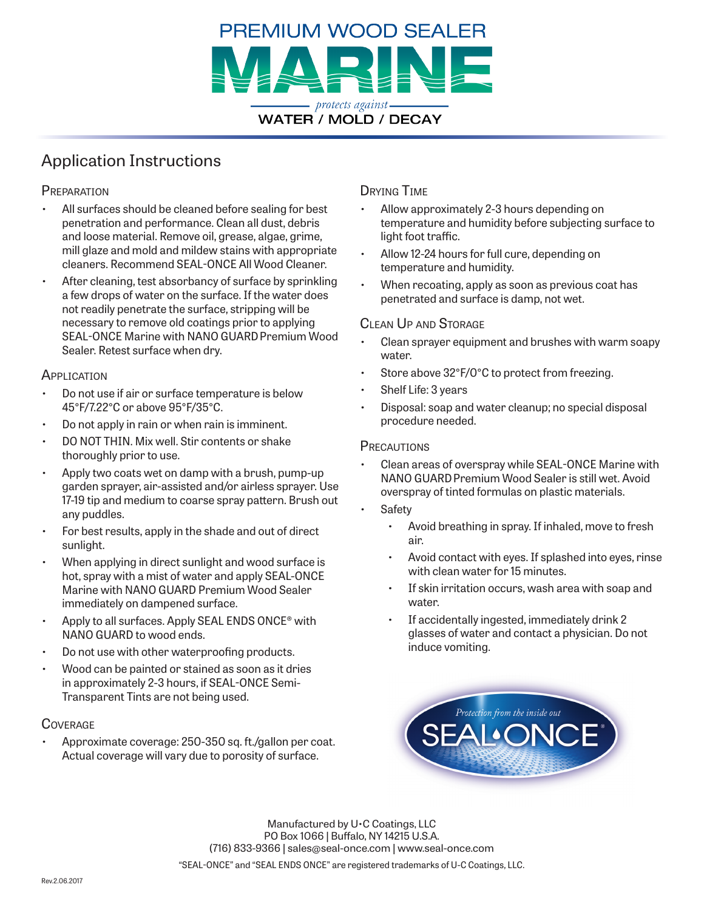# PREMIUM WOOD SEALER MARINE

*protects against*

WATER / MOLD / DECAY

## Application Instructions

### Preparation

- All surfaces should be cleaned before sealing for best penetration and performance. Clean all dust, debris and loose material. Remove oil, grease, algae, grime, mill glaze and mold and mildew stains with appropriate cleaners. Recommend SEAL-ONCE All Wood Cleaner.
- After cleaning, test absorbancy of surface by sprinkling a few drops of water on the surface. If the water does not readily penetrate the surface, stripping will be necessary to remove old coatings prior to applying SEAL-ONCE Marine with NANO GUARD Premium Wood Sealer. Retest surface when dry.

### Application

- Do not use if air or surface temperature is below 45°F/7.22°C or above 95°F/35°C.
- Do not apply in rain or when rain is imminent.
- DO NOT THIN. Mix well. Stir contents or shake thoroughly prior to use.
- Apply two coats wet on damp with a brush, pump-up garden sprayer, air-assisted and/or airless sprayer. Use 17-19 tip and medium to coarse spray pattern. Brush out any puddles.
- For best results, apply in the shade and out of direct sunlight.
- When applying in direct sunlight and wood surface is hot, spray with a mist of water and apply SEAL-ONCE Marine with NANO GUARD Premium Wood Sealer immediately on dampened surface.
- Apply to all surfaces. Apply SEAL ENDS ONCE® with NANO GUARD to wood ends.
- Do not use with other waterproofing products.
- Wood can be painted or stained as soon as it dries in approximately 2-3 hours, if SEAL-ONCE Semi-Transparent Tints are not being used.

### Coverage

- Approximate coverage: 250-350 sq. ft./gallon per coat. Actual coverage will vary due to porosity of surface.

### Drying Time

- Allow approximately 2-3 hours depending on temperature and humidity before subjecting surface to light foot traffic.
- Allow 12-24 hours for full cure, depending on temperature and humidity.
- When recoating, apply as soon as previous coat has penetrated and surface is damp, not wet.

### Clean Up and Storage

- Clean sprayer equipment and brushes with warm soapy water.
- Store above 32°F/0°C to protect from freezing.
- Shelf Life: 3 years
- Disposal: soap and water cleanup; no special disposal procedure needed.

### Precautions

- Clean areas of overspray while SEAL-ONCE Marine with NANO GUARD Premium Wood Sealer is still wet. Avoid overspray of tinted formulas on plastic materials.
- Safety
    - Avoid breathing in spray. If inhaled, move to fresh air.
    - Avoid contact with eyes. If splashed into eyes, rinse with clean water for 15 minutes.
    - If skin irritation occurs, wash area with soap and water.
    - If accidentally ingested, immediately drink 2 glasses of water and contact a physician. Do not induce vomiting.

*Protection from the inside out*

SEAL-ONCE®

Manufactured by U•C Coatings, LLC
PO Box 1066 | Buffalo, NY 14215 U.S.A.
(716) 833-9366 | sales@seal-once.com | www.seal-once.com

"SEAL-ONCE" and "SEAL ENDS ONCE" are registered trademarks of U-C Coatings, LLC.

Rev.2.06.2017